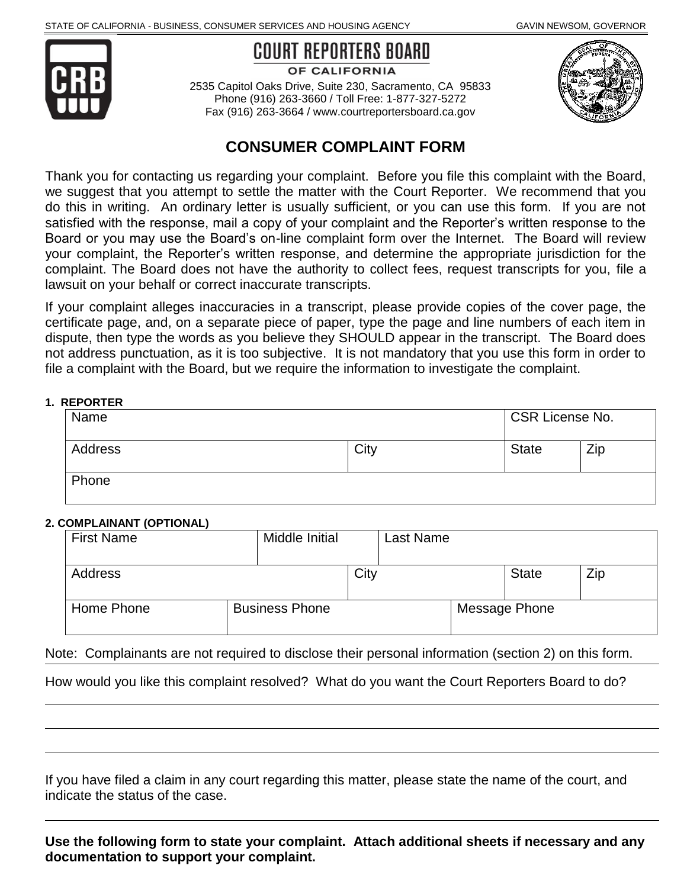STATE OF CALIFORNIA - BUSINESS, CONSUMER SERVICES AND HOUSING AGENCY — GAVIN NEWSOM, GOVERNOR

# COURT REPORTERS BOARD OF CALIFORNIA

2535 Capitol Oaks Drive, Suite 230, Sacramento, CA 95833
Phone (916) 263-3660 / Toll Free: 1-877-327-5272
Fax (916) 263-3664 / www.courtreportersboard.ca.gov

## CONSUMER COMPLAINT FORM

Thank you for contacting us regarding your complaint. Before you file this complaint with the Board, we suggest that you attempt to settle the matter with the Court Reporter. We recommend that you do this in writing. An ordinary letter is usually sufficient, or you can use this form. If you are not satisfied with the response, mail a copy of your complaint and the Reporter's written response to the Board or you may use the Board's on-line complaint form over the Internet. The Board will review your complaint, the Reporter's written response, and determine the appropriate jurisdiction for the complaint. The Board does not have the authority to collect fees, request transcripts for you, file a lawsuit on your behalf or correct inaccurate transcripts.

If your complaint alleges inaccuracies in a transcript, please provide copies of the cover page, the certificate page, and, on a separate piece of paper, type the page and line numbers of each item in dispute, then type the words as you believe they SHOULD appear in the transcript. The Board does not address punctuation, as it is too subjective. It is not mandatory that you use this form in order to file a complaint with the Board, but we require the information to investigate the complaint.

**1. REPORTER**

| Name | | CSR License No. | |
|---|---|---|---|
| Address | City | State | Zip |
| Phone | | | |

**2. COMPLAINANT (OPTIONAL)**

| First Name | Middle Initial | Last Name | | |
|---|---|---|---|---|
| Address | | City | State | Zip |
| Home Phone | Business Phone | Message Phone | | |

Note: Complainants are not required to disclose their personal information (section 2) on this form.

How would you like this complaint resolved? What do you want the Court Reporters Board to do?

_______________________________________________

_______________________________________________

_______________________________________________

If you have filed a claim in any court regarding this matter, please state the name of the court, and indicate the status of the case.

_______________________________________________

**Use the following form to state your complaint. Attach additional sheets if necessary and any documentation to support your complaint.**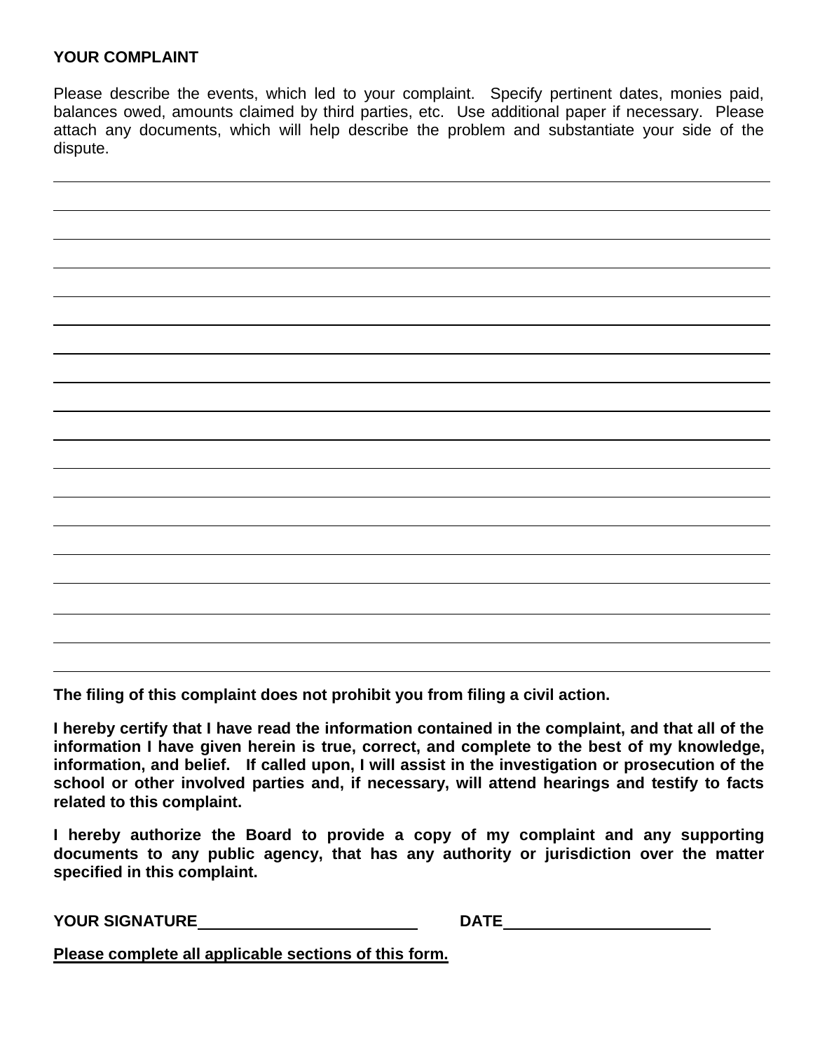**YOUR COMPLAINT**

Please describe the events, which led to your complaint. Specify pertinent dates, monies paid, balances owed, amounts claimed by third parties, etc. Use additional paper if necessary. Please attach any documents, which will help describe the problem and substantiate your side of the dispute.

\_\_\_\_\_\_\_\_\_\_\_\_\_\_\_\_\_\_\_\_\_\_\_\_\_\_\_\_\_\_\_\_\_\_\_\_\_\_\_\_\_\_\_\_\_\_\_\_\_\_\_\_\_\_\_\_\_\_\_\_\_\_\_\_\_\_\_\_\_\_\_\_\_\_\_\_\_\_

\_\_\_\_\_\_\_\_\_\_\_\_\_\_\_\_\_\_\_\_\_\_\_\_\_\_\_\_\_\_\_\_\_\_\_\_\_\_\_\_\_\_\_\_\_\_\_\_\_\_\_\_\_\_\_\_\_\_\_\_\_\_\_\_\_\_\_\_\_\_\_\_\_\_\_\_\_\_

\_\_\_\_\_\_\_\_\_\_\_\_\_\_\_\_\_\_\_\_\_\_\_\_\_\_\_\_\_\_\_\_\_\_\_\_\_\_\_\_\_\_\_\_\_\_\_\_\_\_\_\_\_\_\_\_\_\_\_\_\_\_\_\_\_\_\_\_\_\_\_\_\_\_\_\_\_\_

\_\_\_\_\_\_\_\_\_\_\_\_\_\_\_\_\_\_\_\_\_\_\_\_\_\_\_\_\_\_\_\_\_\_\_\_\_\_\_\_\_\_\_\_\_\_\_\_\_\_\_\_\_\_\_\_\_\_\_\_\_\_\_\_\_\_\_\_\_\_\_\_\_\_\_\_\_\_

\_\_\_\_\_\_\_\_\_\_\_\_\_\_\_\_\_\_\_\_\_\_\_\_\_\_\_\_\_\_\_\_\_\_\_\_\_\_\_\_\_\_\_\_\_\_\_\_\_\_\_\_\_\_\_\_\_\_\_\_\_\_\_\_\_\_\_\_\_\_\_\_\_\_\_\_\_\_

\_\_\_\_\_\_\_\_\_\_\_\_\_\_\_\_\_\_\_\_\_\_\_\_\_\_\_\_\_\_\_\_\_\_\_\_\_\_\_\_\_\_\_\_\_\_\_\_\_\_\_\_\_\_\_\_\_\_\_\_\_\_\_\_\_\_\_\_\_\_\_\_\_\_\_\_\_\_

\_\_\_\_\_\_\_\_\_\_\_\_\_\_\_\_\_\_\_\_\_\_\_\_\_\_\_\_\_\_\_\_\_\_\_\_\_\_\_\_\_\_\_\_\_\_\_\_\_\_\_\_\_\_\_\_\_\_\_\_\_\_\_\_\_\_\_\_\_\_\_\_\_\_\_\_\_\_

\_\_\_\_\_\_\_\_\_\_\_\_\_\_\_\_\_\_\_\_\_\_\_\_\_\_\_\_\_\_\_\_\_\_\_\_\_\_\_\_\_\_\_\_\_\_\_\_\_\_\_\_\_\_\_\_\_\_\_\_\_\_\_\_\_\_\_\_\_\_\_\_\_\_\_\_\_\_

\_\_\_\_\_\_\_\_\_\_\_\_\_\_\_\_\_\_\_\_\_\_\_\_\_\_\_\_\_\_\_\_\_\_\_\_\_\_\_\_\_\_\_\_\_\_\_\_\_\_\_\_\_\_\_\_\_\_\_\_\_\_\_\_\_\_\_\_\_\_\_\_\_\_\_\_\_\_

\_\_\_\_\_\_\_\_\_\_\_\_\_\_\_\_\_\_\_\_\_\_\_\_\_\_\_\_\_\_\_\_\_\_\_\_\_\_\_\_\_\_\_\_\_\_\_\_\_\_\_\_\_\_\_\_\_\_\_\_\_\_\_\_\_\_\_\_\_\_\_\_\_\_\_\_\_\_

\_\_\_\_\_\_\_\_\_\_\_\_\_\_\_\_\_\_\_\_\_\_\_\_\_\_\_\_\_\_\_\_\_\_\_\_\_\_\_\_\_\_\_\_\_\_\_\_\_\_\_\_\_\_\_\_\_\_\_\_\_\_\_\_\_\_\_\_\_\_\_\_\_\_\_\_\_\_

\_\_\_\_\_\_\_\_\_\_\_\_\_\_\_\_\_\_\_\_\_\_\_\_\_\_\_\_\_\_\_\_\_\_\_\_\_\_\_\_\_\_\_\_\_\_\_\_\_\_\_\_\_\_\_\_\_\_\_\_\_\_\_\_\_\_\_\_\_\_\_\_\_\_\_\_\_\_

\_\_\_\_\_\_\_\_\_\_\_\_\_\_\_\_\_\_\_\_\_\_\_\_\_\_\_\_\_\_\_\_\_\_\_\_\_\_\_\_\_\_\_\_\_\_\_\_\_\_\_\_\_\_\_\_\_\_\_\_\_\_\_\_\_\_\_\_\_\_\_\_\_\_\_\_\_\_

\_\_\_\_\_\_\_\_\_\_\_\_\_\_\_\_\_\_\_\_\_\_\_\_\_\_\_\_\_\_\_\_\_\_\_\_\_\_\_\_\_\_\_\_\_\_\_\_\_\_\_\_\_\_\_\_\_\_\_\_\_\_\_\_\_\_\_\_\_\_\_\_\_\_\_\_\_\_

\_\_\_\_\_\_\_\_\_\_\_\_\_\_\_\_\_\_\_\_\_\_\_\_\_\_\_\_\_\_\_\_\_\_\_\_\_\_\_\_\_\_\_\_\_\_\_\_\_\_\_\_\_\_\_\_\_\_\_\_\_\_\_\_\_\_\_\_\_\_\_\_\_\_\_\_\_\_

\_\_\_\_\_\_\_\_\_\_\_\_\_\_\_\_\_\_\_\_\_\_\_\_\_\_\_\_\_\_\_\_\_\_\_\_\_\_\_\_\_\_\_\_\_\_\_\_\_\_\_\_\_\_\_\_\_\_\_\_\_\_\_\_\_\_\_\_\_\_\_\_\_\_\_\_\_\_

\_\_\_\_\_\_\_\_\_\_\_\_\_\_\_\_\_\_\_\_\_\_\_\_\_\_\_\_\_\_\_\_\_\_\_\_\_\_\_\_\_\_\_\_\_\_\_\_\_\_\_\_\_\_\_\_\_\_\_\_\_\_\_\_\_\_\_\_\_\_\_\_\_\_\_\_\_\_

\_\_\_\_\_\_\_\_\_\_\_\_\_\_\_\_\_\_\_\_\_\_\_\_\_\_\_\_\_\_\_\_\_\_\_\_\_\_\_\_\_\_\_\_\_\_\_\_\_\_\_\_\_\_\_\_\_\_\_\_\_\_\_\_\_\_\_\_\_\_\_\_\_\_\_\_\_\_

**The filing of this complaint does not prohibit you from filing a civil action.**

**I hereby certify that I have read the information contained in the complaint, and that all of the information I have given herein is true, correct, and complete to the best of my knowledge, information, and belief. If called upon, I will assist in the investigation or prosecution of the school or other involved parties and, if necessary, will attend hearings and testify to facts related to this complaint.**

**I hereby authorize the Board to provide a copy of my complaint and any supporting documents to any public agency, that has any authority or jurisdiction over the matter specified in this complaint.**

**YOUR SIGNATURE**\_\_\_\_\_\_\_\_\_\_\_\_\_\_\_\_\_\_\_\_\_\_\_\_\_\_ **DATE**\_\_\_\_\_\_\_\_\_\_\_\_\_\_\_\_\_\_\_\_\_\_\_\_\_\_

**Please complete all applicable sections of this form.**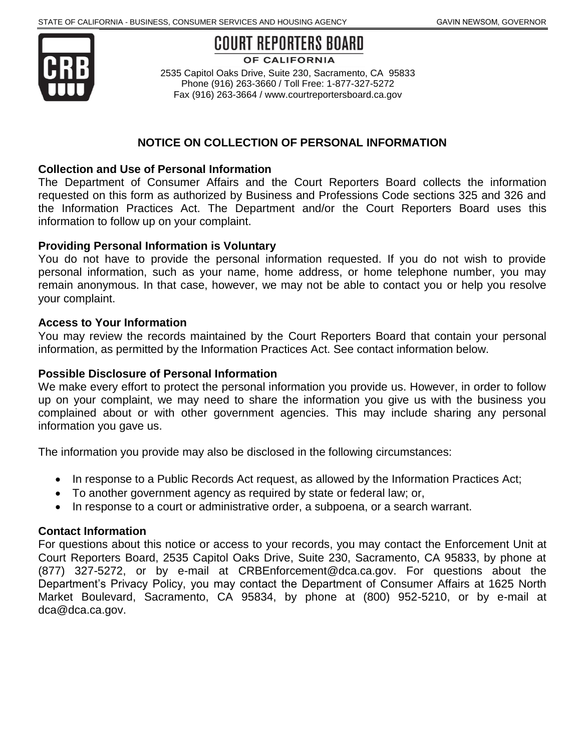STATE OF CALIFORNIA - BUSINESS, CONSUMER SERVICES AND HOUSING AGENCY GAVIN NEWSOM, GOVERNOR

# COURT REPORTERS BOARD

OF CALIFORNIA

2535 Capitol Oaks Drive, Suite 230, Sacramento, CA 95833
Phone (916) 263-3660 / Toll Free: 1-877-327-5272
Fax (916) 263-3664 / www.courtreportersboard.ca.gov

## NOTICE ON COLLECTION OF PERSONAL INFORMATION

### Collection and Use of Personal Information

The Department of Consumer Affairs and the Court Reporters Board collects the information requested on this form as authorized by Business and Professions Code sections 325 and 326 and the Information Practices Act. The Department and/or the Court Reporters Board uses this information to follow up on your complaint.

### Providing Personal Information is Voluntary

You do not have to provide the personal information requested. If you do not wish to provide personal information, such as your name, home address, or home telephone number, you may remain anonymous. In that case, however, we may not be able to contact you or help you resolve your complaint.

### Access to Your Information

You may review the records maintained by the Court Reporters Board that contain your personal information, as permitted by the Information Practices Act. See contact information below.

### Possible Disclosure of Personal Information

We make every effort to protect the personal information you provide us. However, in order to follow up on your complaint, we may need to share the information you give us with the business you complained about or with other government agencies. This may include sharing any personal information you gave us.

The information you provide may also be disclosed in the following circumstances:

- In response to a Public Records Act request, as allowed by the Information Practices Act;
- To another government agency as required by state or federal law; or,
- In response to a court or administrative order, a subpoena, or a search warrant.

### Contact Information

For questions about this notice or access to your records, you may contact the Enforcement Unit at Court Reporters Board, 2535 Capitol Oaks Drive, Suite 230, Sacramento, CA 95833, by phone at (877) 327-5272, or by e-mail at CRBEnforcement@dca.ca.gov. For questions about the Department's Privacy Policy, you may contact the Department of Consumer Affairs at 1625 North Market Boulevard, Sacramento, CA 95834, by phone at (800) 952-5210, or by e-mail at dca@dca.ca.gov.